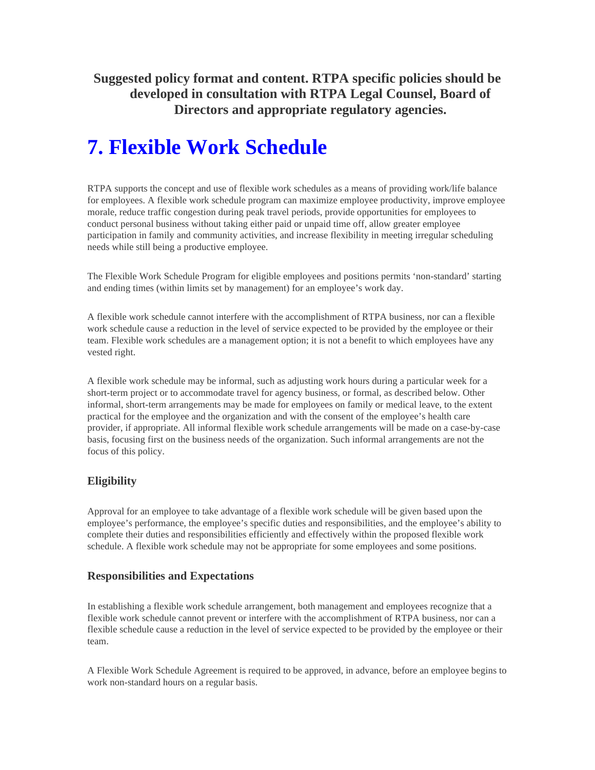**Suggested policy format and content. RTPA specific policies should be developed in consultation with RTPA Legal Counsel, Board of Directors and appropriate regulatory agencies.**

# 7. Flexible Work Schedule

RTPA supports the concept and use of flexible work schedules as a means of providing work/life balance for employees. A flexible work schedule program can maximize employee productivity, improve employee morale, reduce traffic congestion during peak travel periods, provide opportunities for employees to conduct personal business without taking either paid or unpaid time off, allow greater employee participation in family and community activities, and increase flexibility in meeting irregular scheduling needs while still being a productive employee.

The Flexible Work Schedule Program for eligible employees and positions permits 'non-standard' starting and ending times (within limits set by management) for an employee's work day.

A flexible work schedule cannot interfere with the accomplishment of RTPA business, nor can a flexible work schedule cause a reduction in the level of service expected to be provided by the employee or their team. Flexible work schedules are a management option; it is not a benefit to which employees have any vested right.

A flexible work schedule may be informal, such as adjusting work hours during a particular week for a short-term project or to accommodate travel for agency business, or formal, as described below. Other informal, short-term arrangements may be made for employees on family or medical leave, to the extent practical for the employee and the organization and with the consent of the employee's health care provider, if appropriate. All informal flexible work schedule arrangements will be made on a case-by-case basis, focusing first on the business needs of the organization. Such informal arrangements are not the focus of this policy.

### Eligibility

Approval for an employee to take advantage of a flexible work schedule will be given based upon the employee's performance, the employee's specific duties and responsibilities, and the employee's ability to complete their duties and responsibilities efficiently and effectively within the proposed flexible work schedule. A flexible work schedule may not be appropriate for some employees and some positions.

### Responsibilities and Expectations

In establishing a flexible work schedule arrangement, both management and employees recognize that a flexible work schedule cannot prevent or interfere with the accomplishment of RTPA business, nor can a flexible schedule cause a reduction in the level of service expected to be provided by the employee or their team.

A Flexible Work Schedule Agreement is required to be approved, in advance, before an employee begins to work non-standard hours on a regular basis.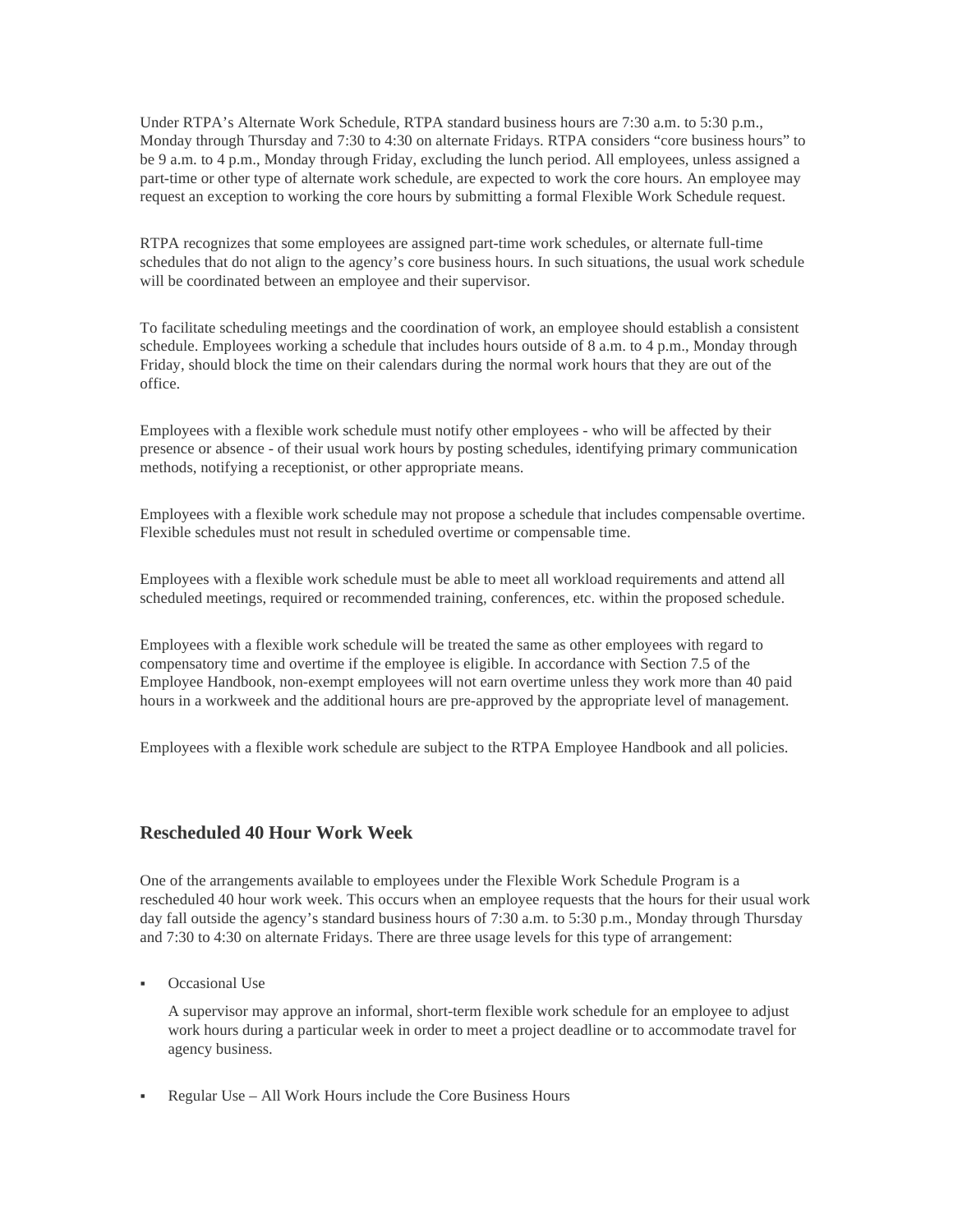Under RTPA's Alternate Work Schedule, RTPA standard business hours are 7:30 a.m. to 5:30 p.m., Monday through Thursday and 7:30 to 4:30 on alternate Fridays. RTPA considers "core business hours" to be 9 a.m. to 4 p.m., Monday through Friday, excluding the lunch period. All employees, unless assigned a part-time or other type of alternate work schedule, are expected to work the core hours. An employee may request an exception to working the core hours by submitting a formal Flexible Work Schedule request.

RTPA recognizes that some employees are assigned part-time work schedules, or alternate full-time schedules that do not align to the agency's core business hours. In such situations, the usual work schedule will be coordinated between an employee and their supervisor.

To facilitate scheduling meetings and the coordination of work, an employee should establish a consistent schedule. Employees working a schedule that includes hours outside of 8 a.m. to 4 p.m., Monday through Friday, should block the time on their calendars during the normal work hours that they are out of the office.

Employees with a flexible work schedule must notify other employees - who will be affected by their presence or absence - of their usual work hours by posting schedules, identifying primary communication methods, notifying a receptionist, or other appropriate means.

Employees with a flexible work schedule may not propose a schedule that includes compensable overtime. Flexible schedules must not result in scheduled overtime or compensable time.

Employees with a flexible work schedule must be able to meet all workload requirements and attend all scheduled meetings, required or recommended training, conferences, etc. within the proposed schedule.

Employees with a flexible work schedule will be treated the same as other employees with regard to compensatory time and overtime if the employee is eligible. In accordance with Section 7.5 of the Employee Handbook, non-exempt employees will not earn overtime unless they work more than 40 paid hours in a workweek and the additional hours are pre-approved by the appropriate level of management.

Employees with a flexible work schedule are subject to the RTPA Employee Handbook and all policies.

## Rescheduled 40 Hour Work Week

One of the arrangements available to employees under the Flexible Work Schedule Program is a rescheduled 40 hour work week. This occurs when an employee requests that the hours for their usual work day fall outside the agency's standard business hours of 7:30 a.m. to 5:30 p.m., Monday through Thursday and 7:30 to 4:30 on alternate Fridays. There are three usage levels for this type of arrangement:

- Occasional Use

  A supervisor may approve an informal, short-term flexible work schedule for an employee to adjust work hours during a particular week in order to meet a project deadline or to accommodate travel for agency business.

- Regular Use – All Work Hours include the Core Business Hours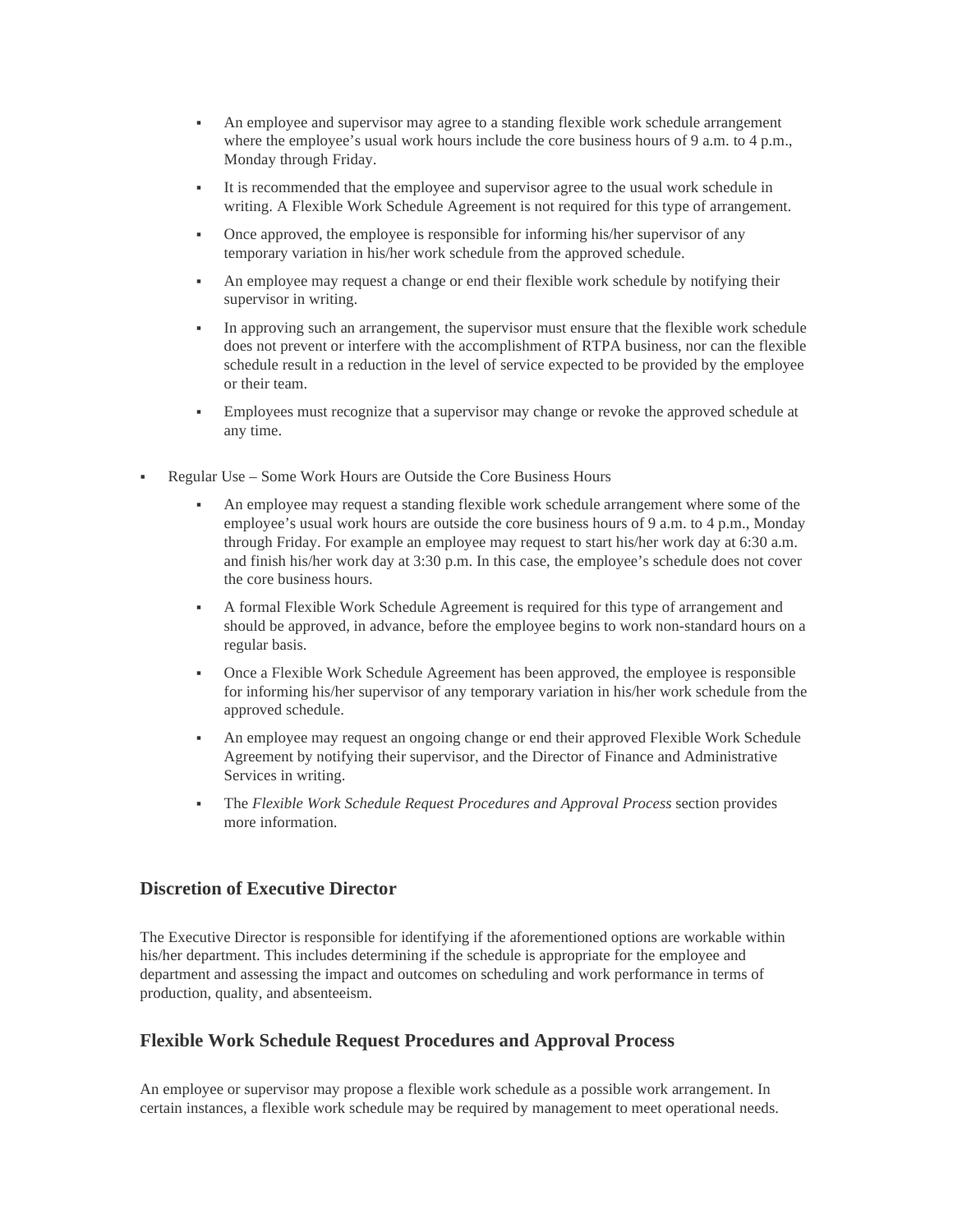- An employee and supervisor may agree to a standing flexible work schedule arrangement where the employee's usual work hours include the core business hours of 9 a.m. to 4 p.m., Monday through Friday.
- It is recommended that the employee and supervisor agree to the usual work schedule in writing. A Flexible Work Schedule Agreement is not required for this type of arrangement.
- Once approved, the employee is responsible for informing his/her supervisor of any temporary variation in his/her work schedule from the approved schedule.
- An employee may request a change or end their flexible work schedule by notifying their supervisor in writing.
- In approving such an arrangement, the supervisor must ensure that the flexible work schedule does not prevent or interfere with the accomplishment of RTPA business, nor can the flexible schedule result in a reduction in the level of service expected to be provided by the employee or their team.
- Employees must recognize that a supervisor may change or revoke the approved schedule at any time.

- Regular Use – Some Work Hours are Outside the Core Business Hours
  - An employee may request a standing flexible work schedule arrangement where some of the employee's usual work hours are outside the core business hours of 9 a.m. to 4 p.m., Monday through Friday. For example an employee may request to start his/her work day at 6:30 a.m. and finish his/her work day at 3:30 p.m. In this case, the employee's schedule does not cover the core business hours.
  - A formal Flexible Work Schedule Agreement is required for this type of arrangement and should be approved, in advance, before the employee begins to work non-standard hours on a regular basis.
  - Once a Flexible Work Schedule Agreement has been approved, the employee is responsible for informing his/her supervisor of any temporary variation in his/her work schedule from the approved schedule.
  - An employee may request an ongoing change or end their approved Flexible Work Schedule Agreement by notifying their supervisor, and the Director of Finance and Administrative Services in writing.
  - The *Flexible Work Schedule Request Procedures and Approval Process* section provides more information.

## Discretion of Executive Director

The Executive Director is responsible for identifying if the aforementioned options are workable within his/her department. This includes determining if the schedule is appropriate for the employee and department and assessing the impact and outcomes on scheduling and work performance in terms of production, quality, and absenteeism.

## Flexible Work Schedule Request Procedures and Approval Process

An employee or supervisor may propose a flexible work schedule as a possible work arrangement. In certain instances, a flexible work schedule may be required by management to meet operational needs.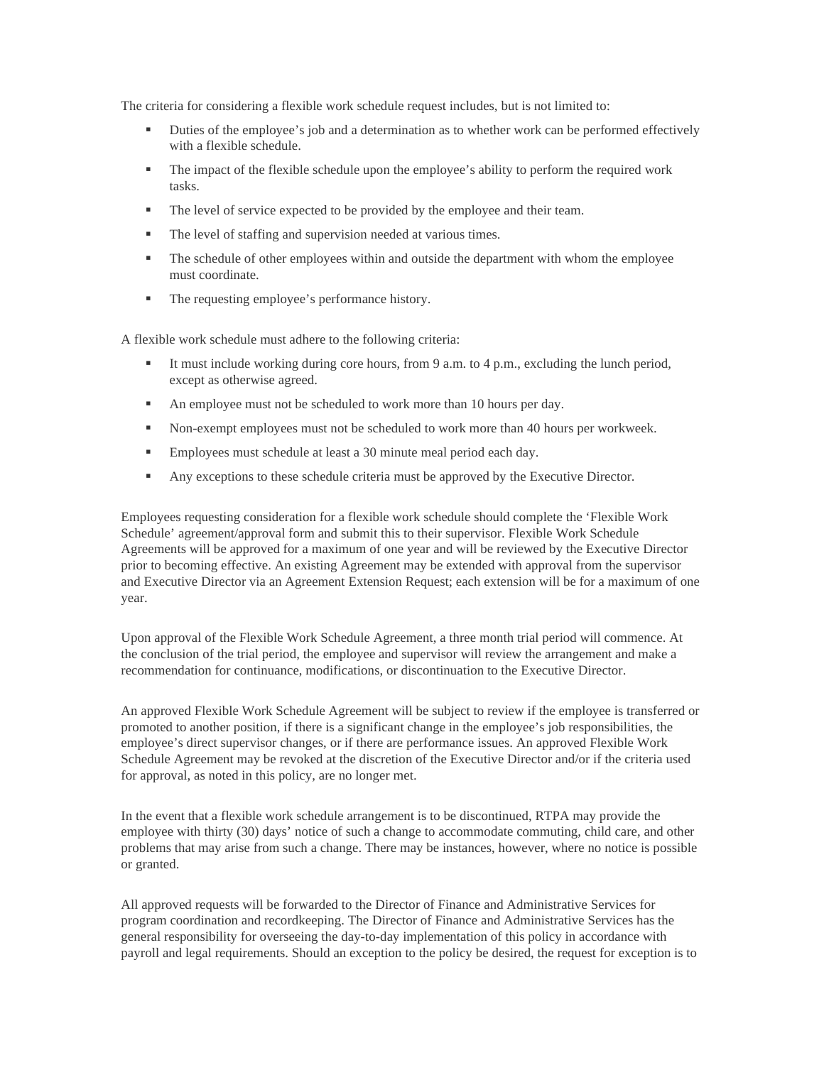The criteria for considering a flexible work schedule request includes, but is not limited to:

- Duties of the employee's job and a determination as to whether work can be performed effectively with a flexible schedule.
- The impact of the flexible schedule upon the employee's ability to perform the required work tasks.
- The level of service expected to be provided by the employee and their team.
- The level of staffing and supervision needed at various times.
- The schedule of other employees within and outside the department with whom the employee must coordinate.
- The requesting employee's performance history.

A flexible work schedule must adhere to the following criteria:

- It must include working during core hours, from 9 a.m. to 4 p.m., excluding the lunch period, except as otherwise agreed.
- An employee must not be scheduled to work more than 10 hours per day.
- Non-exempt employees must not be scheduled to work more than 40 hours per workweek.
- Employees must schedule at least a 30 minute meal period each day.
- Any exceptions to these schedule criteria must be approved by the Executive Director.

Employees requesting consideration for a flexible work schedule should complete the 'Flexible Work Schedule' agreement/approval form and submit this to their supervisor. Flexible Work Schedule Agreements will be approved for a maximum of one year and will be reviewed by the Executive Director prior to becoming effective. An existing Agreement may be extended with approval from the supervisor and Executive Director via an Agreement Extension Request; each extension will be for a maximum of one year.

Upon approval of the Flexible Work Schedule Agreement, a three month trial period will commence. At the conclusion of the trial period, the employee and supervisor will review the arrangement and make a recommendation for continuance, modifications, or discontinuation to the Executive Director.

An approved Flexible Work Schedule Agreement will be subject to review if the employee is transferred or promoted to another position, if there is a significant change in the employee's job responsibilities, the employee's direct supervisor changes, or if there are performance issues. An approved Flexible Work Schedule Agreement may be revoked at the discretion of the Executive Director and/or if the criteria used for approval, as noted in this policy, are no longer met.

In the event that a flexible work schedule arrangement is to be discontinued, RTPA may provide the employee with thirty (30) days' notice of such a change to accommodate commuting, child care, and other problems that may arise from such a change. There may be instances, however, where no notice is possible or granted.

All approved requests will be forwarded to the Director of Finance and Administrative Services for program coordination and recordkeeping. The Director of Finance and Administrative Services has the general responsibility for overseeing the day-to-day implementation of this policy in accordance with payroll and legal requirements. Should an exception to the policy be desired, the request for exception is to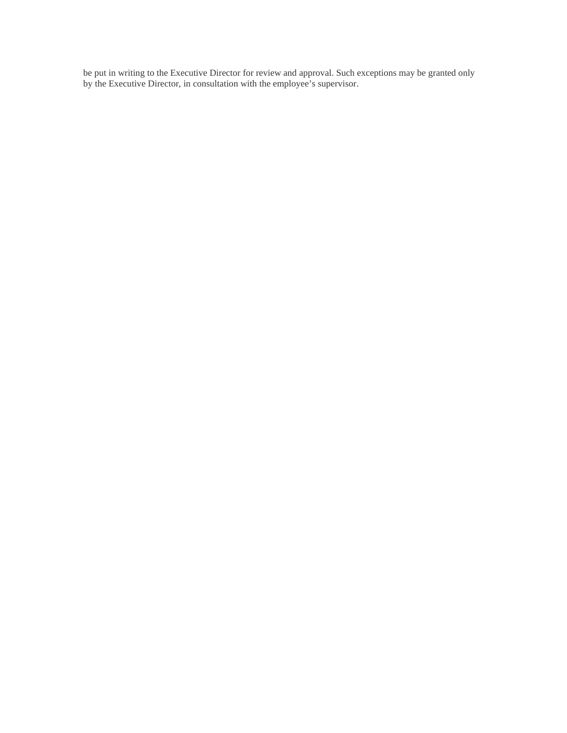be put in writing to the Executive Director for review and approval. Such exceptions may be granted only by the Executive Director, in consultation with the employee’s supervisor.